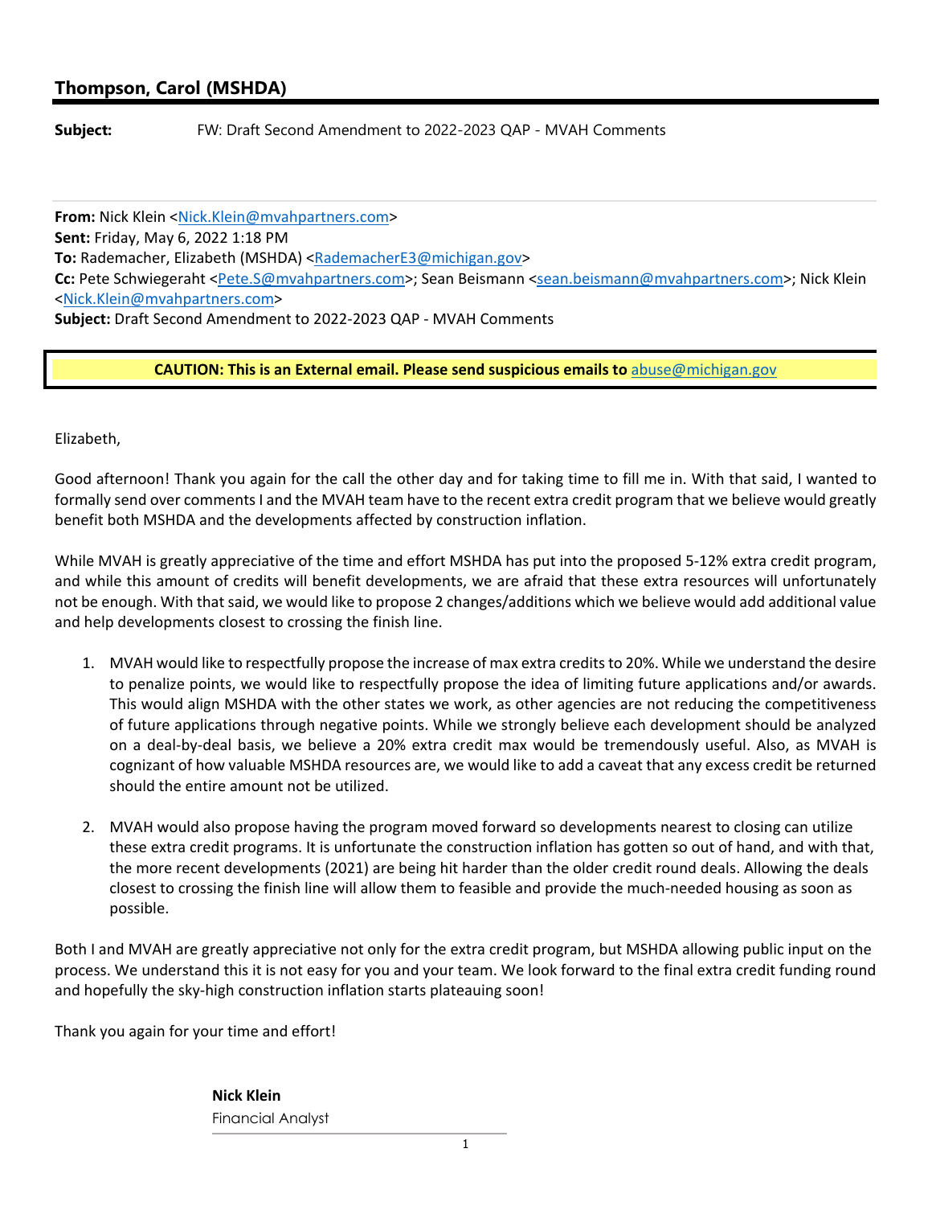## Thompson, Carol (MSHDA)

**Subject:** FW: Draft Second Amendment to 2022-2023 QAP - MVAH Comments

**From:** Nick Klein <Nick.Klein@mvahpartners.com>
**Sent:** Friday, May 6, 2022 1:18 PM
**To:** Rademacher, Elizabeth (MSHDA) <RademacherE3@michigan.gov>
**Cc:** Pete Schwiegeraht <Pete.S@mvahpartners.com>; Sean Beismann <sean.beismann@mvahpartners.com>; Nick Klein <Nick.Klein@mvahpartners.com>
**Subject:** Draft Second Amendment to 2022-2023 QAP - MVAH Comments

**CAUTION: This is an External email. Please send suspicious emails to abuse@michigan.gov**

Elizabeth,

Good afternoon! Thank you again for the call the other day and for taking time to fill me in. With that said, I wanted to formally send over comments I and the MVAH team have to the recent extra credit program that we believe would greatly benefit both MSHDA and the developments affected by construction inflation.

While MVAH is greatly appreciative of the time and effort MSHDA has put into the proposed 5-12% extra credit program, and while this amount of credits will benefit developments, we are afraid that these extra resources will unfortunately not be enough. With that said, we would like to propose 2 changes/additions which we believe would add additional value and help developments closest to crossing the finish line.

1. MVAH would like to respectfully propose the increase of max extra credits to 20%. While we understand the desire to penalize points, we would like to respectfully propose the idea of limiting future applications and/or awards. This would align MSHDA with the other states we work, as other agencies are not reducing the competitiveness of future applications through negative points. While we strongly believe each development should be analyzed on a deal-by-deal basis, we believe a 20% extra credit max would be tremendously useful. Also, as MVAH is cognizant of how valuable MSHDA resources are, we would like to add a caveat that any excess credit be returned should the entire amount not be utilized.

2. MVAH would also propose having the program moved forward so developments nearest to closing can utilize these extra credit programs. It is unfortunate the construction inflation has gotten so out of hand, and with that, the more recent developments (2021) are being hit harder than the older credit round deals. Allowing the deals closest to crossing the finish line will allow them to feasible and provide the much-needed housing as soon as possible.

Both I and MVAH are greatly appreciative not only for the extra credit program, but MSHDA allowing public input on the process. We understand this it is not easy for you and your team. We look forward to the final extra credit funding round and hopefully the sky-high construction inflation starts plateauing soon!

Thank you again for your time and effort!

**Nick Klein**
Financial Analyst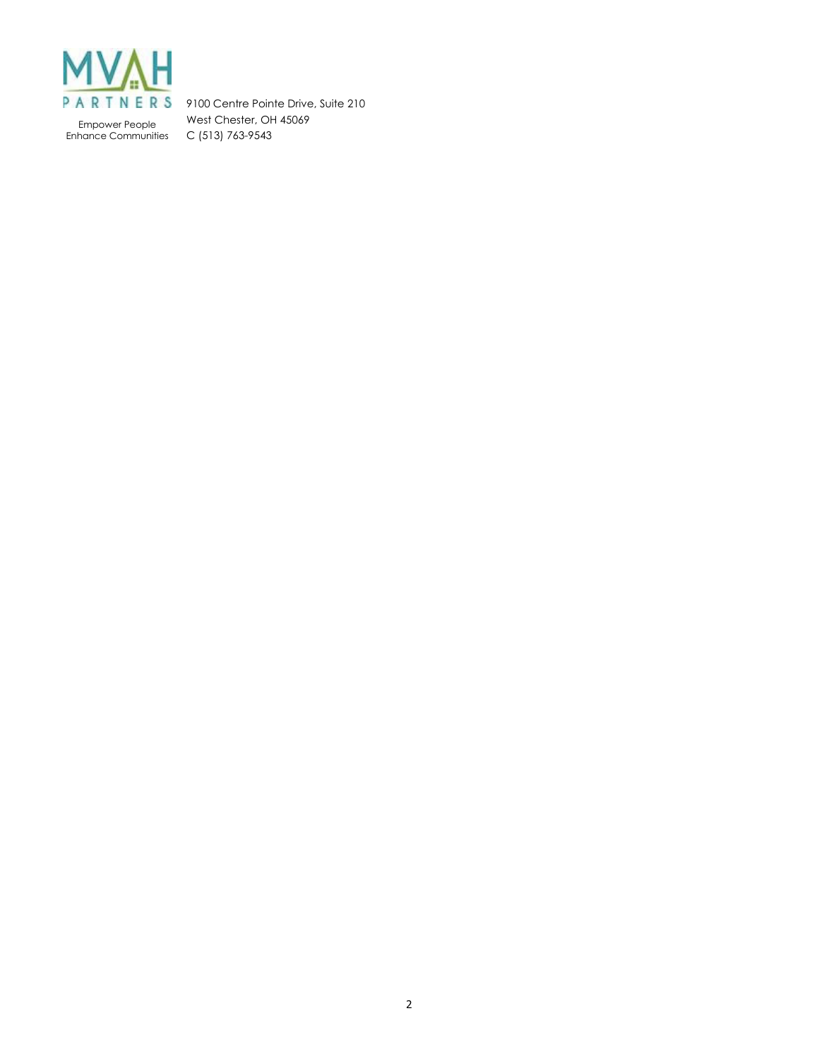MVAH
PARTNERS

Empower People
Enhance Communities

9100 Centre Pointe Drive, Suite 210
West Chester, OH 45069
C (513) 763-9543